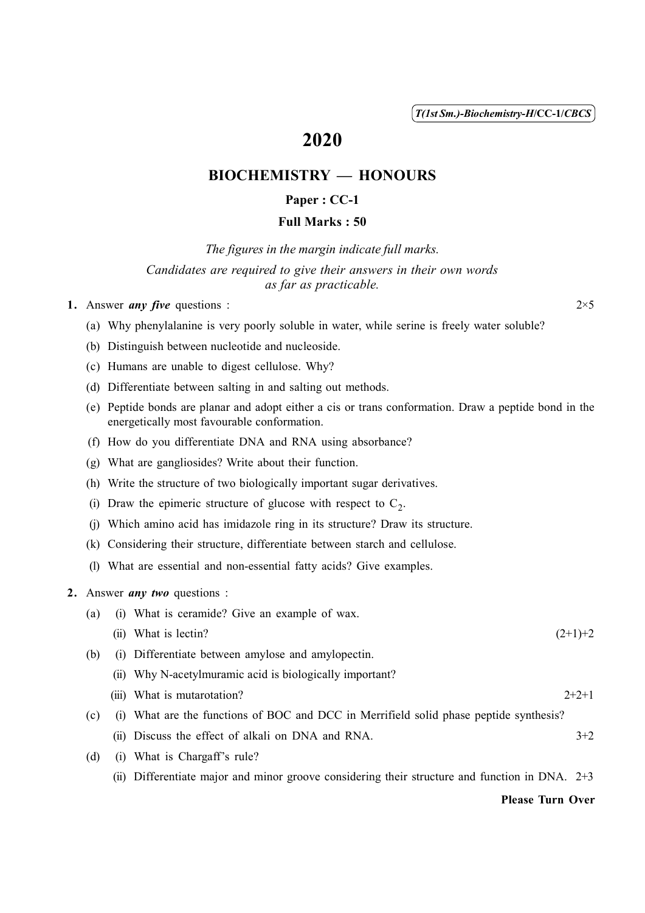T(1st Sm.)-Biochemistry-H/CC-1/CBCS

# 2020

## BIOCHEMISTRY — HONOURS

### Paper : CC-1

### Full Marks : 50

*The figures in the margin indicate full marks.*

*Candidates are required to give their answers in their own words as far as practicable.*

**1.** Answer ***any five*** questions : 2×5

(a) Why phenylalanine is very poorly soluble in water, while serine is freely water soluble?

(b) Distinguish between nucleotide and nucleoside.

(c) Humans are unable to digest cellulose. Why?

(d) Differentiate between salting in and salting out methods.

(e) Peptide bonds are planar and adopt either a cis or trans conformation. Draw a peptide bond in the energetically most favourable conformation.

(f) How do you differentiate DNA and RNA using absorbance?

(g) What are gangliosides? Write about their function.

(h) Write the structure of two biologically important sugar derivatives.

(i) Draw the epimeric structure of glucose with respect to $C_2$.

(j) Which amino acid has imidazole ring in its structure? Draw its structure.

(k) Considering their structure, differentiate between starch and cellulose.

(l) What are essential and non-essential fatty acids? Give examples.

**2.** Answer ***any two*** questions :

(a) (i) What is ceramide? Give an example of wax.

(ii) What is lectin? (2+1)+2

(b) (i) Differentiate between amylose and amylopectin.

(ii) Why N-acetylmuramic acid is biologically important?

(iii) What is mutarotation? 2+2+1

(c) (i) What are the functions of BOC and DCC in Merrifield solid phase peptide synthesis?

(ii) Discuss the effect of alkali on DNA and RNA. 3+2

(d) (i) What is Chargaff's rule?

(ii) Differentiate major and minor groove considering their structure and function in DNA. 2+3

**Please Turn Over**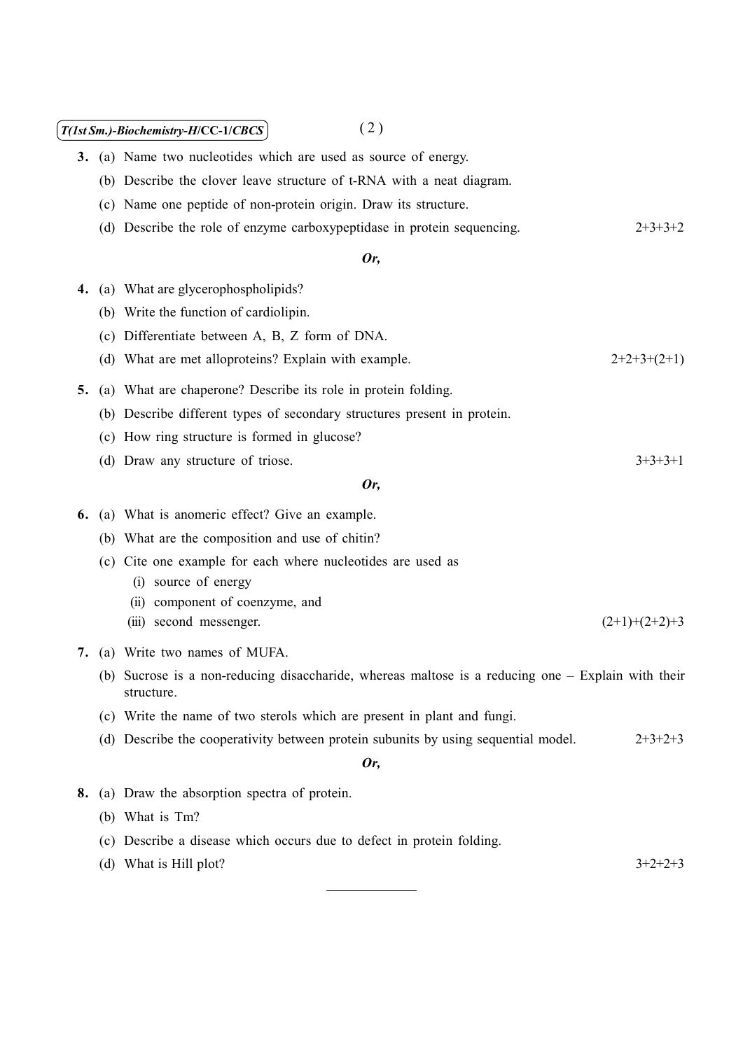3. (a) Name two nucleotides which are used as source of energy.

   (b) Describe the clover leave structure of t-RNA with a neat diagram.

   (c) Name one peptide of non-protein origin. Draw its structure.

   (d) Describe the role of enzyme carboxypeptidase in protein sequencing. 2+3+3+2

***Or,***

4. (a) What are glycerophospholipids?

   (b) Write the function of cardiolipin.

   (c) Differentiate between A, B, Z form of DNA.

   (d) What are met alloproteins? Explain with example. 2+2+3+(2+1)

5. (a) What are chaperone? Describe its role in protein folding.

   (b) Describe different types of secondary structures present in protein.

   (c) How ring structure is formed in glucose?

   (d) Draw any structure of triose. 3+3+3+1

***Or,***

6. (a) What is anomeric effect? Give an example.

   (b) What are the composition and use of chitin?

   (c) Cite one example for each where nucleotides are used as

      (i) source of energy

      (ii) component of coenzyme, and

      (iii) second messenger. (2+1)+(2+2)+3

7. (a) Write two names of MUFA.

   (b) Sucrose is a non-reducing disaccharide, whereas maltose is a reducing one – Explain with their structure.

   (c) Write the name of two sterols which are present in plant and fungi.

   (d) Describe the cooperativity between protein subunits by using sequential model. 2+3+2+3

***Or,***

8. (a) Draw the absorption spectra of protein.

   (b) What is Tm?

   (c) Describe a disease which occurs due to defect in protein folding.

   (d) What is Hill plot? 3+2+2+3